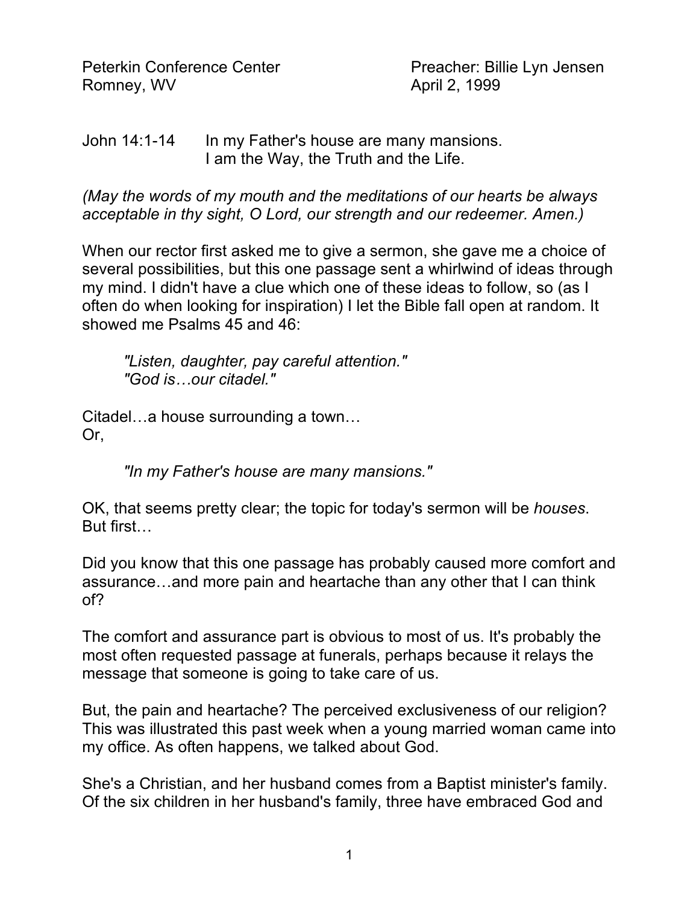Peterkin Conference Center
Romney, WV

Preacher: Billie Lyn Jensen
April 2, 1999

John 14:1-14 In my Father's house are many mansions.
I am the Way, the Truth and the Life.

*(May the words of my mouth and the meditations of our hearts be always acceptable in thy sight, O Lord, our strength and our redeemer. Amen.)*

When our rector first asked me to give a sermon, she gave me a choice of several possibilities, but this one passage sent a whirlwind of ideas through my mind. I didn't have a clue which one of these ideas to follow, so (as I often do when looking for inspiration) I let the Bible fall open at random. It showed me Psalms 45 and 46:

> *"Listen, daughter, pay careful attention."*
> *"God is…our citadel."*

Citadel…a house surrounding a town…
Or,

> *"In my Father's house are many mansions."*

OK, that seems pretty clear; the topic for today's sermon will be *houses*. But first…

Did you know that this one passage has probably caused more comfort and assurance…and more pain and heartache than any other that I can think of?

The comfort and assurance part is obvious to most of us. It's probably the most often requested passage at funerals, perhaps because it relays the message that someone is going to take care of us.

But, the pain and heartache? The perceived exclusiveness of our religion? This was illustrated this past week when a young married woman came into my office. As often happens, we talked about God.

She's a Christian, and her husband comes from a Baptist minister's family. Of the six children in her husband's family, three have embraced God and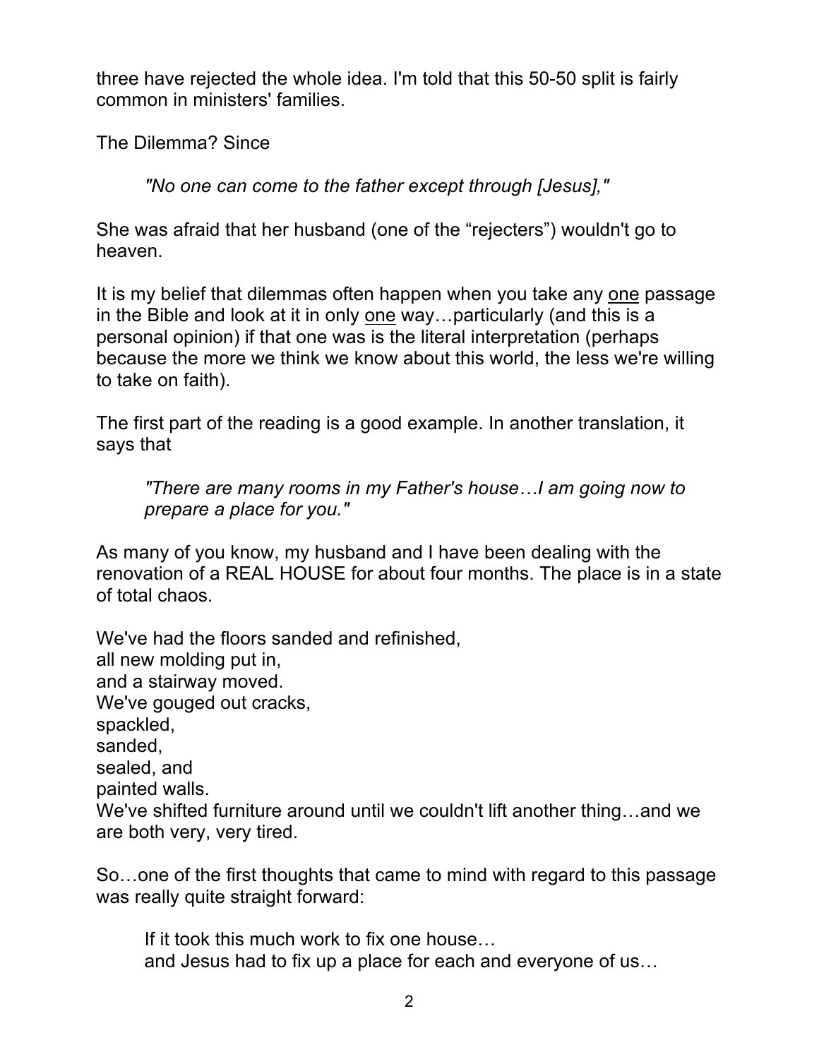three have rejected the whole idea. I'm told that this 50-50 split is fairly common in ministers' families.

The Dilemma? Since

> *"No one can come to the father except through [Jesus],"*

She was afraid that her husband (one of the "rejecters") wouldn't go to heaven.

It is my belief that dilemmas often happen when you take any <u>one</u> passage in the Bible and look at it in only <u>one</u> way…particularly (and this is a personal opinion) if that one was is the literal interpretation (perhaps because the more we think we know about this world, the less we're willing to take on faith).

The first part of the reading is a good example. In another translation, it says that

> *"There are many rooms in my Father's house…I am going now to prepare a place for you."*

As many of you know, my husband and I have been dealing with the renovation of a REAL HOUSE for about four months. The place is in a state of total chaos.

We've had the floors sanded and refinished,
all new molding put in,
and a stairway moved.
We've gouged out cracks,
spackled,
sanded,
sealed, and
painted walls.
We've shifted furniture around until we couldn't lift another thing…and we are both very, very tired.

So…one of the first thoughts that came to mind with regard to this passage was really quite straight forward:

> If it took this much work to fix one house…
> and Jesus had to fix up a place for each and everyone of us…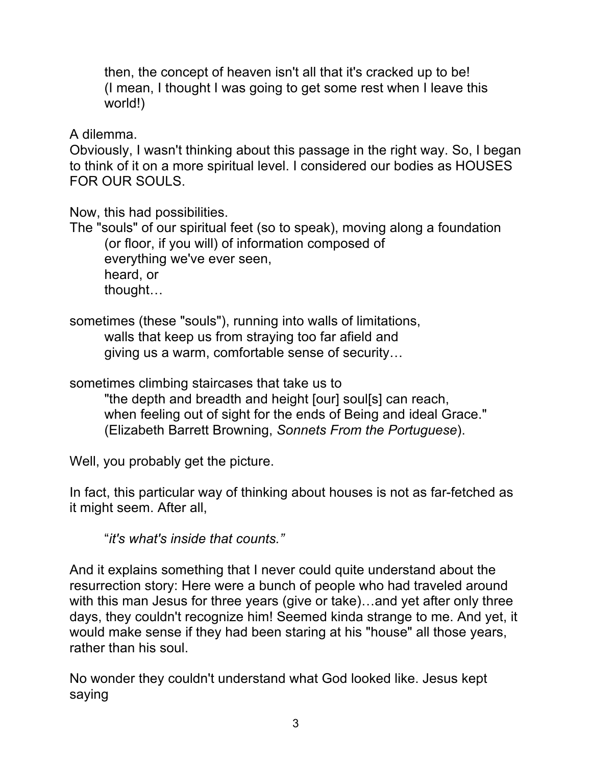then, the concept of heaven isn't all that it's cracked up to be!
(I mean, I thought I was going to get some rest when I leave this world!)

A dilemma.
Obviously, I wasn't thinking about this passage in the right way. So, I began to think of it on a more spiritual level. I considered our bodies as HOUSES FOR OUR SOULS.

Now, this had possibilities.
The "souls" of our spiritual feet (so to speak), moving along a foundation
(or floor, if you will) of information composed of
everything we've ever seen,
heard, or
thought…

sometimes (these "souls"), running into walls of limitations,
walls that keep us from straying too far afield and
giving us a warm, comfortable sense of security…

sometimes climbing staircases that take us to
"the depth and breadth and height [our] soul[s] can reach,
when feeling out of sight for the ends of Being and ideal Grace."
(Elizabeth Barrett Browning, *Sonnets From the Portuguese*).

Well, you probably get the picture.

In fact, this particular way of thinking about houses is not as far-fetched as it might seem. After all,

> "*it's what's inside that counts."*

And it explains something that I never could quite understand about the resurrection story: Here were a bunch of people who had traveled around with this man Jesus for three years (give or take)…and yet after only three days, they couldn't recognize him! Seemed kinda strange to me. And yet, it would make sense if they had been staring at his "house" all those years, rather than his soul.

No wonder they couldn't understand what God looked like. Jesus kept saying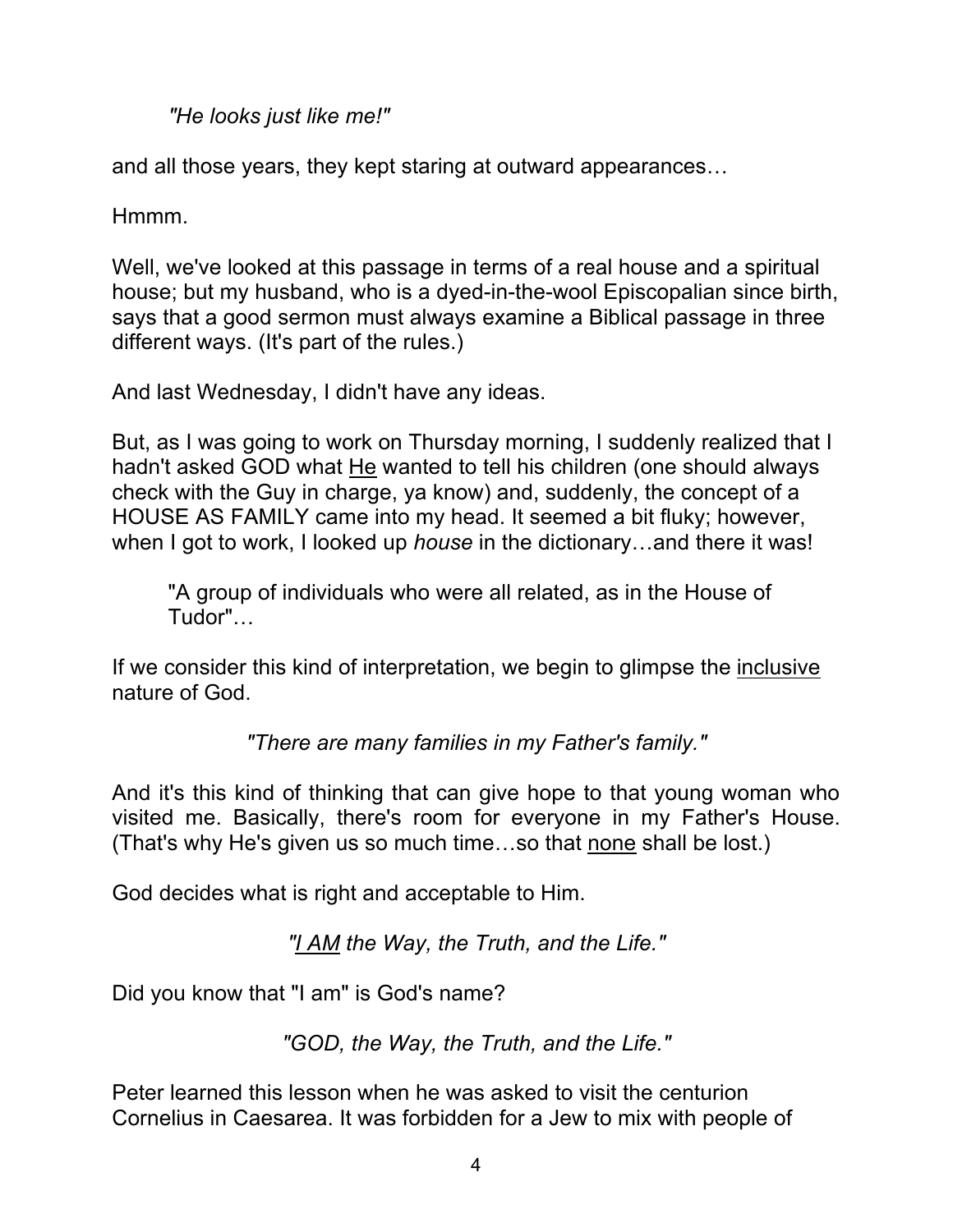*"He looks just like me!"*

and all those years, they kept staring at outward appearances…

Hmmm.

Well, we've looked at this passage in terms of a real house and a spiritual house; but my husband, who is a dyed-in-the-wool Episcopalian since birth, says that a good sermon must always examine a Biblical passage in three different ways. (It's part of the rules.)

And last Wednesday, I didn't have any ideas.

But, as I was going to work on Thursday morning, I suddenly realized that I hadn't asked GOD what <u>He</u> wanted to tell his children (one should always check with the Guy in charge, ya know) and, suddenly, the concept of a HOUSE AS FAMILY came into my head. It seemed a bit fluky; however, when I got to work, I looked up *house* in the dictionary…and there it was!

> "A group of individuals who were all related, as in the House of Tudor"…

If we consider this kind of interpretation, we begin to glimpse the <u>inclusive</u> nature of God.

*"There are many families in my Father's family."*

And it's this kind of thinking that can give hope to that young woman who visited me. Basically, there's room for everyone in my Father's House. (That's why He's given us so much time…so that <u>none</u> shall be lost.)

God decides what is right and acceptable to Him.

*"<u>I AM</u> the Way, the Truth, and the Life."*

Did you know that "I am" is God's name?

*"GOD, the Way, the Truth, and the Life."*

Peter learned this lesson when he was asked to visit the centurion Cornelius in Caesarea. It was forbidden for a Jew to mix with people of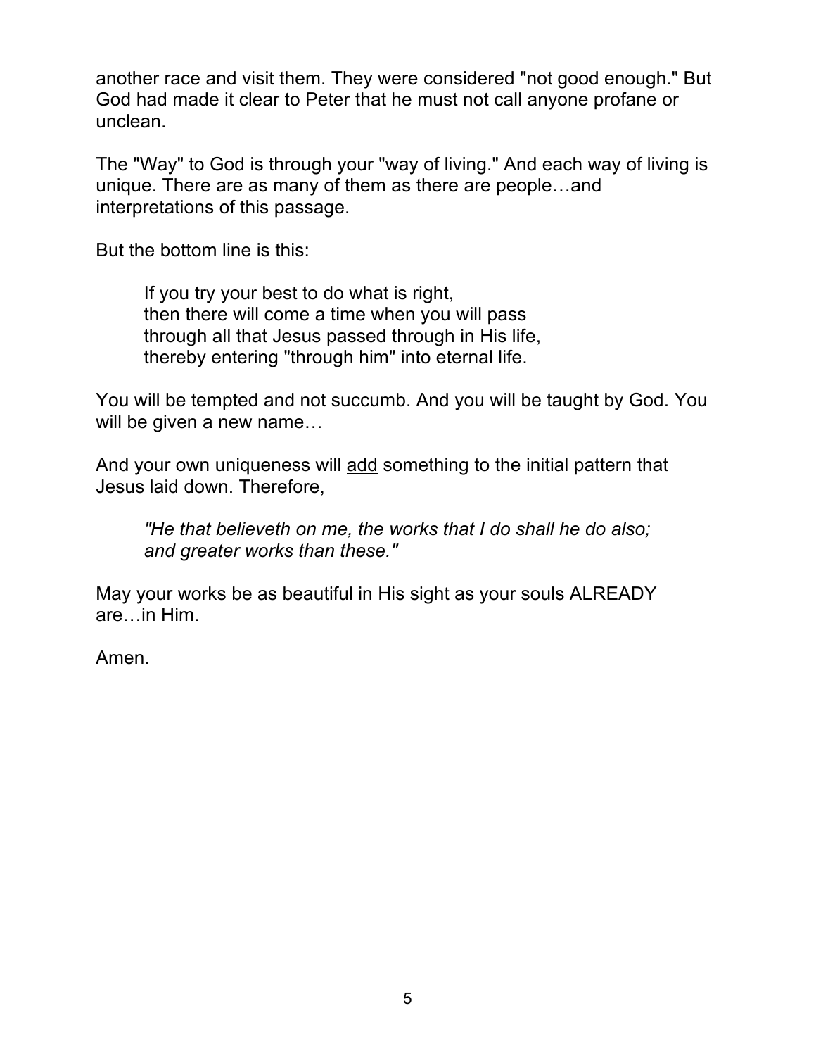another race and visit them. They were considered "not good enough." But God had made it clear to Peter that he must not call anyone profane or unclean.

The "Way" to God is through your "way of living." And each way of living is unique. There are as many of them as there are people…and interpretations of this passage.

But the bottom line is this:

> If you try your best to do what is right,
> then there will come a time when you will pass
> through all that Jesus passed through in His life,
> thereby entering "through him" into eternal life.

You will be tempted and not succumb. And you will be taught by God. You will be given a new name…

And your own uniqueness will <u>add</u> something to the initial pattern that Jesus laid down. Therefore,

> *"He that believeth on me, the works that I do shall he do also;*
> *and greater works than these."*

May your works be as beautiful in His sight as your souls ALREADY are…in Him.

Amen.